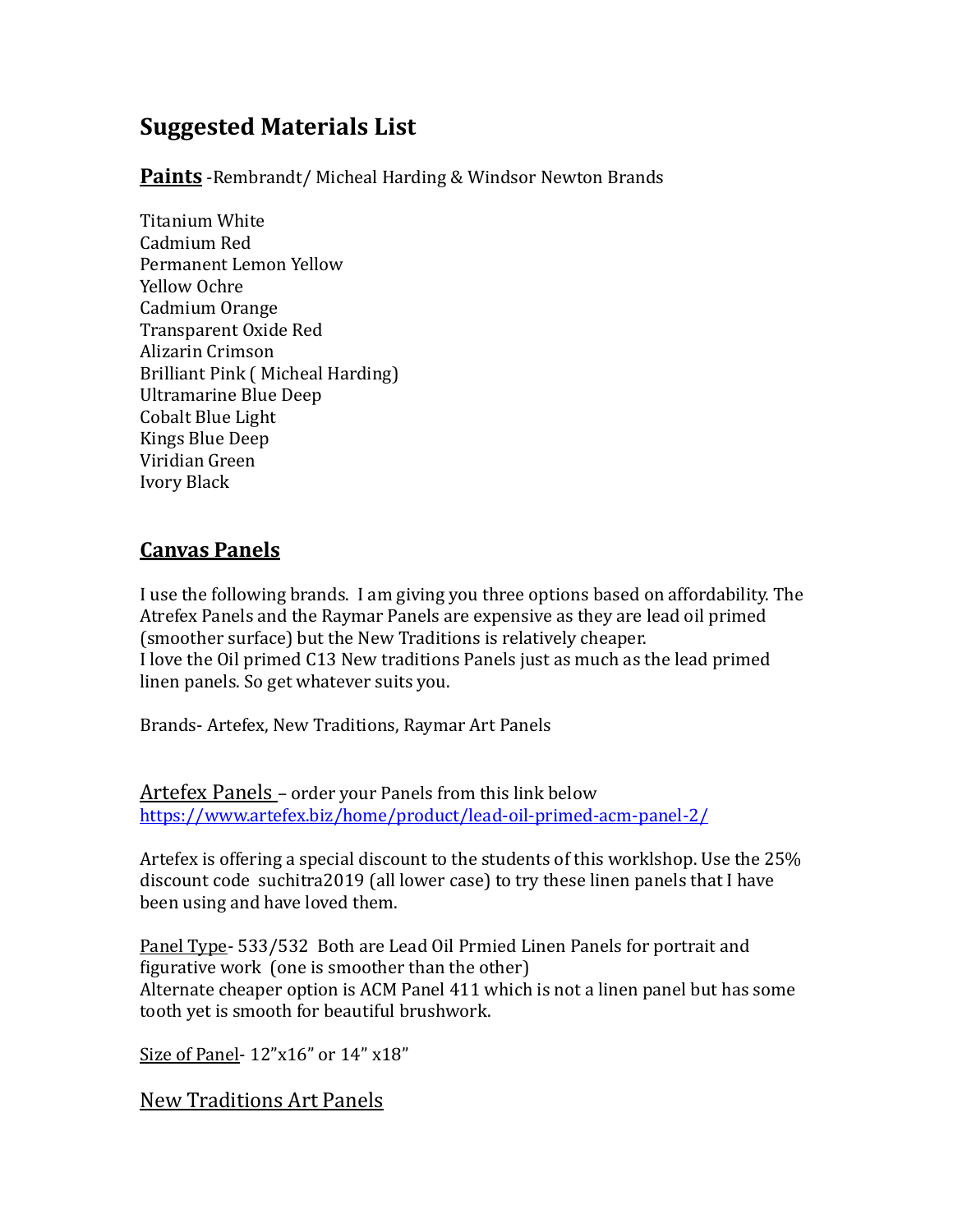# Suggested Materials List

**Paints** -Rembrandt/ Micheal Harding & Windsor Newton Brands

Titanium White
Cadmium Red
Permanent Lemon Yellow
Yellow Ochre
Cadmium Orange
Transparent Oxide Red
Alizarin Crimson
Brilliant Pink ( Micheal Harding)
Ultramarine Blue Deep
Cobalt Blue Light
Kings Blue Deep
Viridian Green
Ivory Black

## Canvas Panels

I use the following brands. I am giving you three options based on affordability. The Atrefex Panels and the Raymar Panels are expensive as they are lead oil primed (smoother surface) but the New Traditions is relatively cheaper.
I love the Oil primed C13 New traditions Panels just as much as the lead primed linen panels. So get whatever suits you.

Brands- Artefex, New Traditions, Raymar Art Panels

Artefex Panels – order your Panels from this link below
https://www.artefex.biz/home/product/lead-oil-primed-acm-panel-2/

Artefex is offering a special discount to the students of this worklshop. Use the 25% discount code suchitra2019 (all lower case) to try these linen panels that I have been using and have loved them.

Panel Type- 533/532 Both are Lead Oil Prmied Linen Panels for portrait and figurative work (one is smoother than the other)
Alternate cheaper option is ACM Panel 411 which is not a linen panel but has some tooth yet is smooth for beautiful brushwork.

Size of Panel- 12"x16" or 14" x18"

New Traditions Art Panels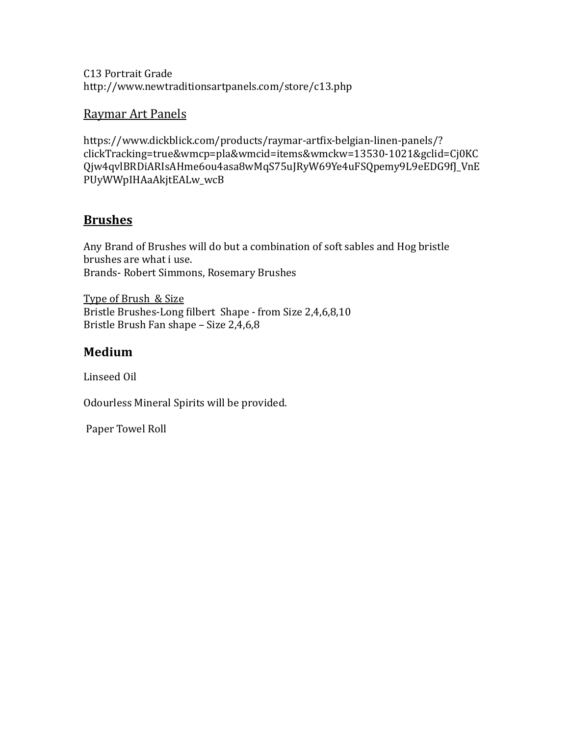C13 Portrait Grade
http://www.newtraditionsartpanels.com/store/c13.php

Raymar Art Panels

https://www.dickblick.com/products/raymar-artfix-belgian-linen-panels/?clickTracking=true&wmcp=pla&wmcid=items&wmckw=13530-1021&gclid=Cj0KCQjw4qvlBRDiARIsAHme6ou4asa8wMqS75uJRyW69Ye4uFSQpemy9L9eEDG9fJ_VnEPUyWWpIHAaAkjtEALw_wcB

## Brushes

Any Brand of Brushes will do but a combination of soft sables and Hog bristle brushes are what i use.
Brands- Robert Simmons, Rosemary Brushes

Type of Brush & Size
Bristle Brushes-Long filbert Shape - from Size 2,4,6,8,10
Bristle Brush Fan shape – Size 2,4,6,8

## Medium

Linseed Oil

Odourless Mineral Spirits will be provided.

Paper Towel Roll